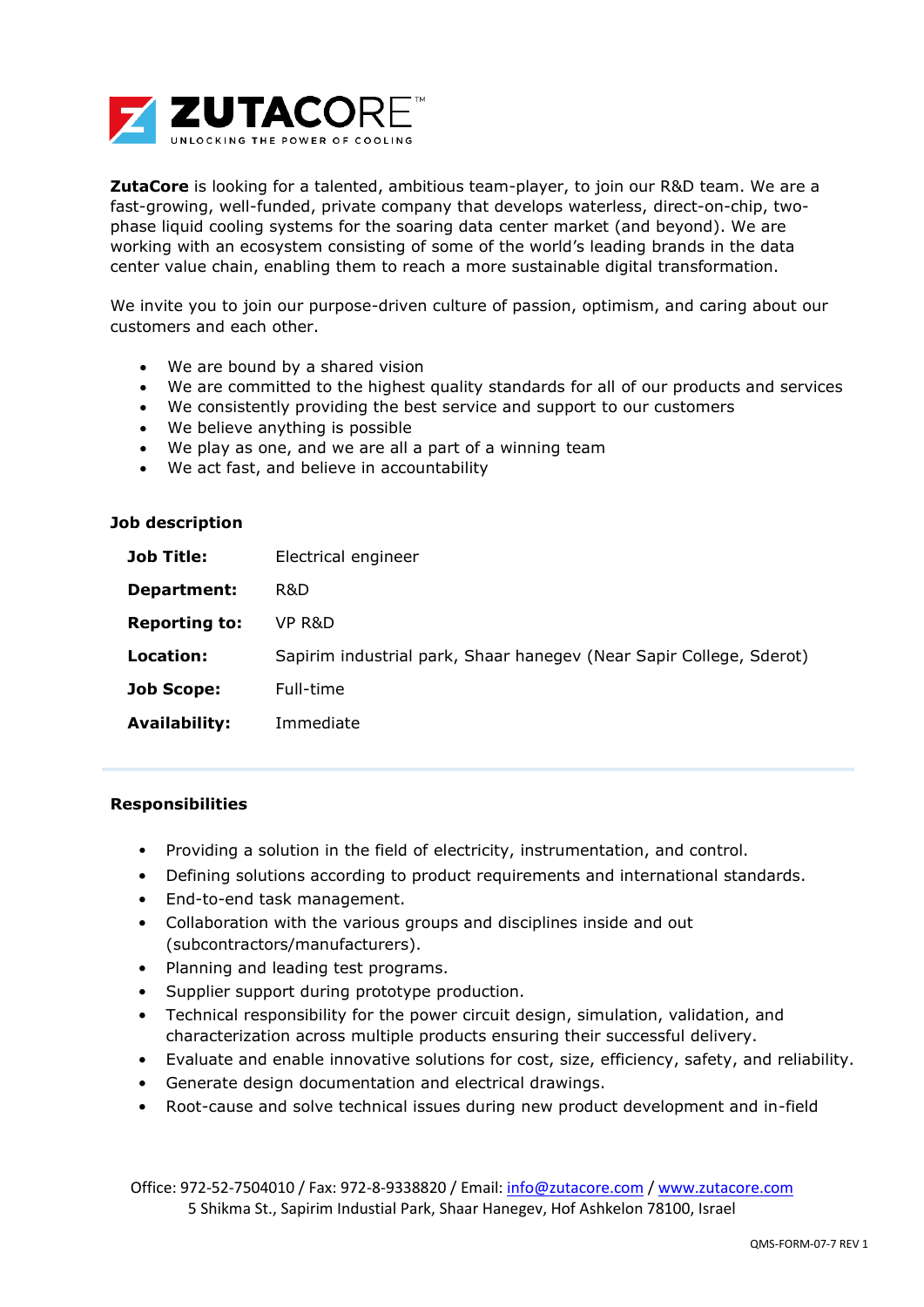**ZUTACORE™**
UNLOCKING THE POWER OF COOLING

**ZutaCore** is looking for a talented, ambitious team-player, to join our R&D team. We are a fast-growing, well-funded, private company that develops waterless, direct-on-chip, two-phase liquid cooling systems for the soaring data center market (and beyond). We are working with an ecosystem consisting of some of the world's leading brands in the data center value chain, enabling them to reach a more sustainable digital transformation.

We invite you to join our purpose-driven culture of passion, optimism, and caring about our customers and each other.

- We are bound by a shared vision
- We are committed to the highest quality standards for all of our products and services
- We consistently providing the best service and support to our customers
- We believe anything is possible
- We play as one, and we are all a part of a winning team
- We act fast, and believe in accountability

### Job description

| | |
|---|---|
| **Job Title:** | Electrical engineer |
| **Department:** | R&D |
| **Reporting to:** | VP R&D |
| **Location:** | Sapirim industrial park, Shaar hanegev (Near Sapir College, Sderot) |
| **Job Scope:** | Full-time |
| **Availability:** | Immediate |

### Responsibilities

- Providing a solution in the field of electricity, instrumentation, and control.
- Defining solutions according to product requirements and international standards.
- End-to-end task management.
- Collaboration with the various groups and disciplines inside and out (subcontractors/manufacturers).
- Planning and leading test programs.
- Supplier support during prototype production.
- Technical responsibility for the power circuit design, simulation, validation, and characterization across multiple products ensuring their successful delivery.
- Evaluate and enable innovative solutions for cost, size, efficiency, safety, and reliability.
- Generate design documentation and electrical drawings.
- Root-cause and solve technical issues during new product development and in-field

Office: 972-52-7504010 / Fax: 972-8-9338820 / Email: info@zutacore.com / www.zutacore.com
5 Shikma St., Sapirim Industial Park, Shaar Hanegev, Hof Ashkelon 78100, Israel

QMS-FORM-07-7 REV 1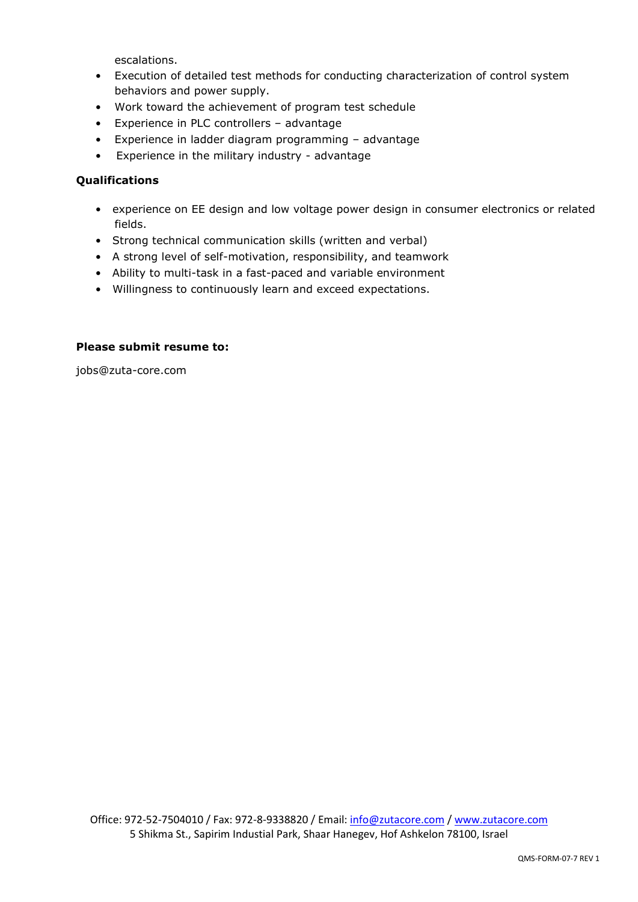escalations.

- Execution of detailed test methods for conducting characterization of control system behaviors and power supply.
- Work toward the achievement of program test schedule
- Experience in PLC controllers – advantage
- Experience in ladder diagram programming – advantage
- Experience in the military industry - advantage

**Qualifications**

- experience on EE design and low voltage power design in consumer electronics or related fields.
- Strong technical communication skills (written and verbal)
- A strong level of self-motivation, responsibility, and teamwork
- Ability to multi-task in a fast-paced and variable environment
- Willingness to continuously learn and exceed expectations.

**Please submit resume to:**

jobs@zuta-core.com

Office: 972-52-7504010 / Fax: 972-8-9338820 / Email: info@zutacore.com / www.zutacore.com
5 Shikma St., Sapirim Industial Park, Shaar Hanegev, Hof Ashkelon 78100, Israel

QMS-FORM-07-7 REV 1